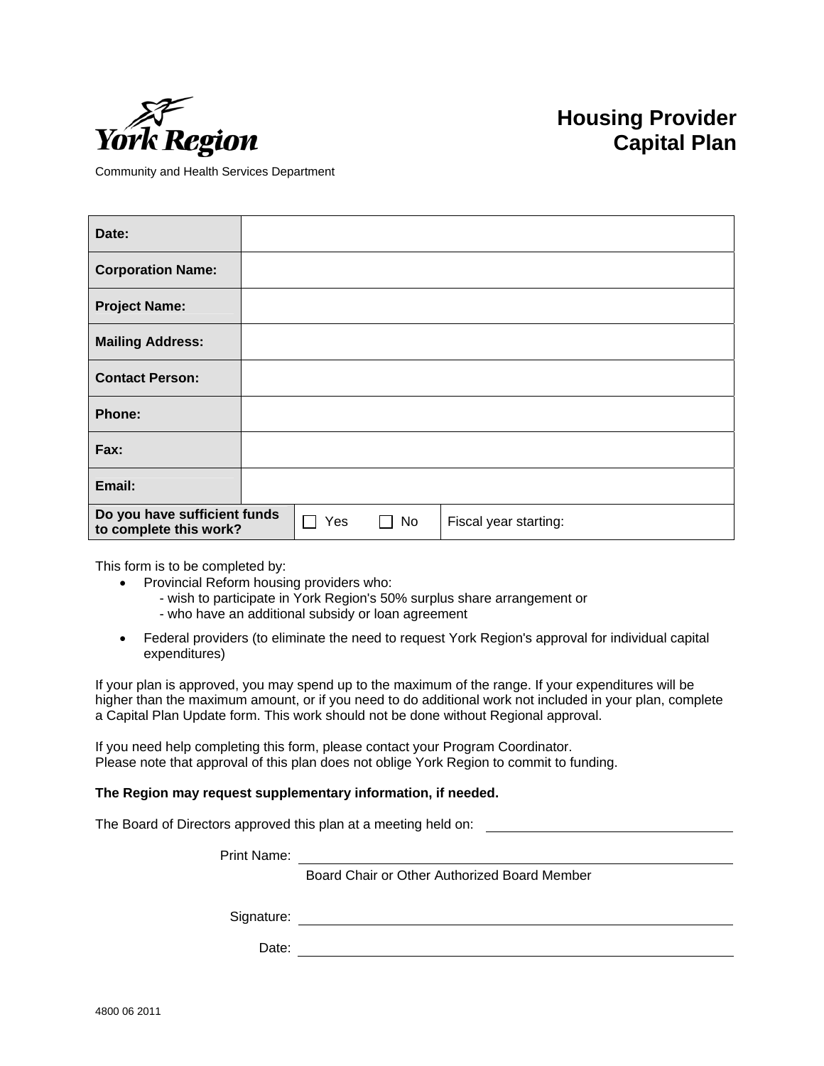York Region

Community and Health Services Department

# Housing Provider Capital Plan

| | |
|---|---|
| **Date:** | |
| **Corporation Name:** | |
| **Project Name:** | |
| **Mailing Address:** | |
| **Contact Person:** | |
| **Phone:** | |
| **Fax:** | |
| **Email:** | |
| **Do you have sufficient funds to complete this work?** | ☐ Yes ☐ No — Fiscal year starting: |

This form is to be completed by:

- Provincial Reform housing providers who:
  - wish to participate in York Region's 50% surplus share arrangement or
  - who have an additional subsidy or loan agreement
- Federal providers (to eliminate the need to request York Region's approval for individual capital expenditures)

If your plan is approved, you may spend up to the maximum of the range. If your expenditures will be higher than the maximum amount, or if you need to do additional work not included in your plan, complete a Capital Plan Update form. This work should not be done without Regional approval.

If you need help completing this form, please contact your Program Coordinator.
Please note that approval of this plan does not oblige York Region to commit to funding.

**The Region may request supplementary information, if needed.**

The Board of Directors approved this plan at a meeting held on: ____________________

Print Name: ______________________________
Board Chair or Other Authorized Board Member

Signature: ______________________________

Date: ______________________________

4800 06 2011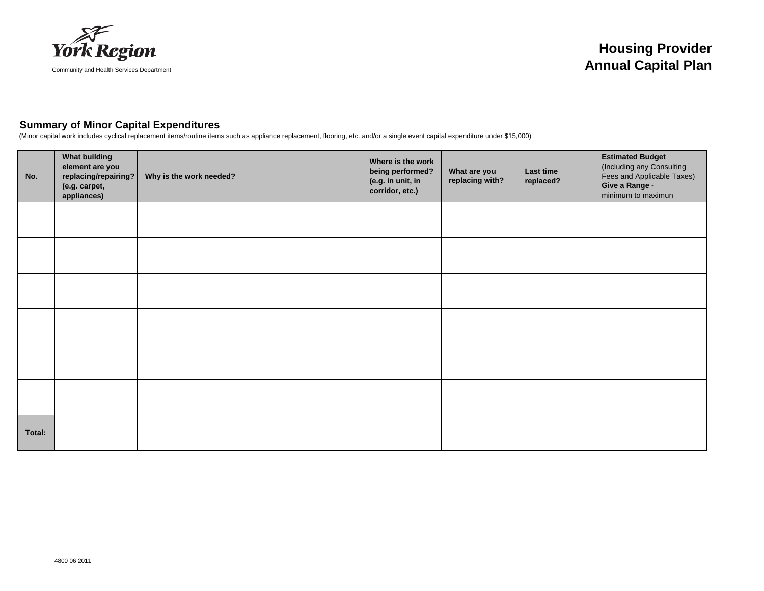York Region

Community and Health Services Department

# Housing Provider Annual Capital Plan

## Summary of Minor Capital Expenditures

(Minor capital work includes cyclical replacement items/routine items such as appliance replacement, flooring, etc. and/or a single event capital expenditure under $15,000)

| No. | What building element are you replacing/repairing? (e.g. carpet, appliances) | Why is the work needed? | Where is the work being performed? (e.g. in unit, in corridor, etc.) | What are you replacing with? | Last time replaced? | **Estimated Budget** (Including any Consulting Fees and Applicable Taxes) **Give a Range -** minimum to maximun |
|---|---|---|---|---|---|---|
| | | | | | | |
| | | | | | | |
| | | | | | | |
| | | | | | | |
| | | | | | | |
| | | | | | | |
| **Total:** | | | | | | |

4800 06 2011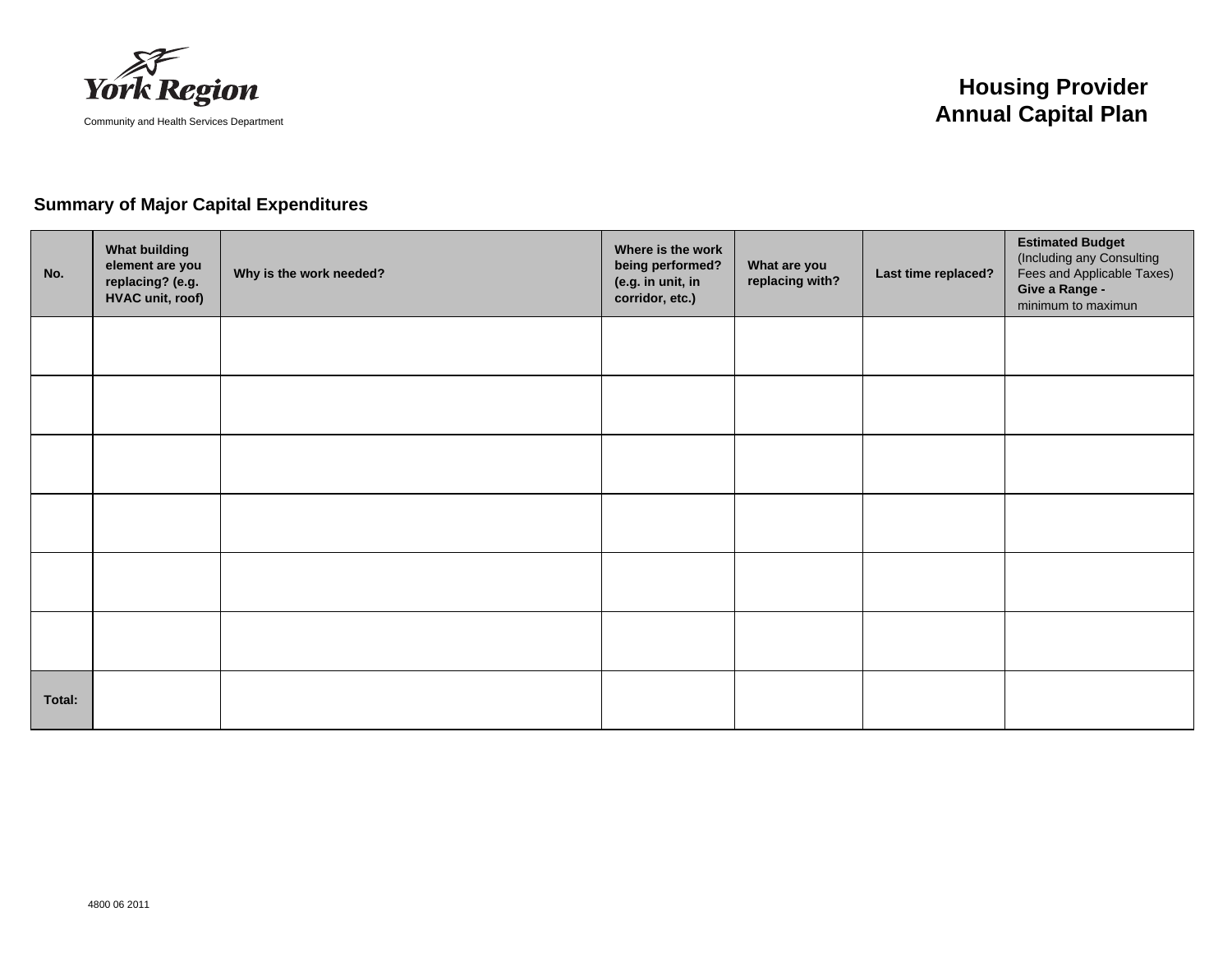York Region

Community and Health Services Department

# Housing Provider Annual Capital Plan

## Summary of Major Capital Expenditures

| No. | What building element are you replacing? (e.g. HVAC unit, roof) | Why is the work needed? | Where is the work being performed? (e.g. in unit, in corridor, etc.) | What are you replacing with? | Last time replaced? | **Estimated Budget** (Including any Consulting Fees and Applicable Taxes) **Give a Range -** minimum to maximun |
|---|---|---|---|---|---|---|
| | | | | | | |
| | | | | | | |
| | | | | | | |
| | | | | | | |
| | | | | | | |
| | | | | | | |
| Total: | | | | | | |

4800 06 2011